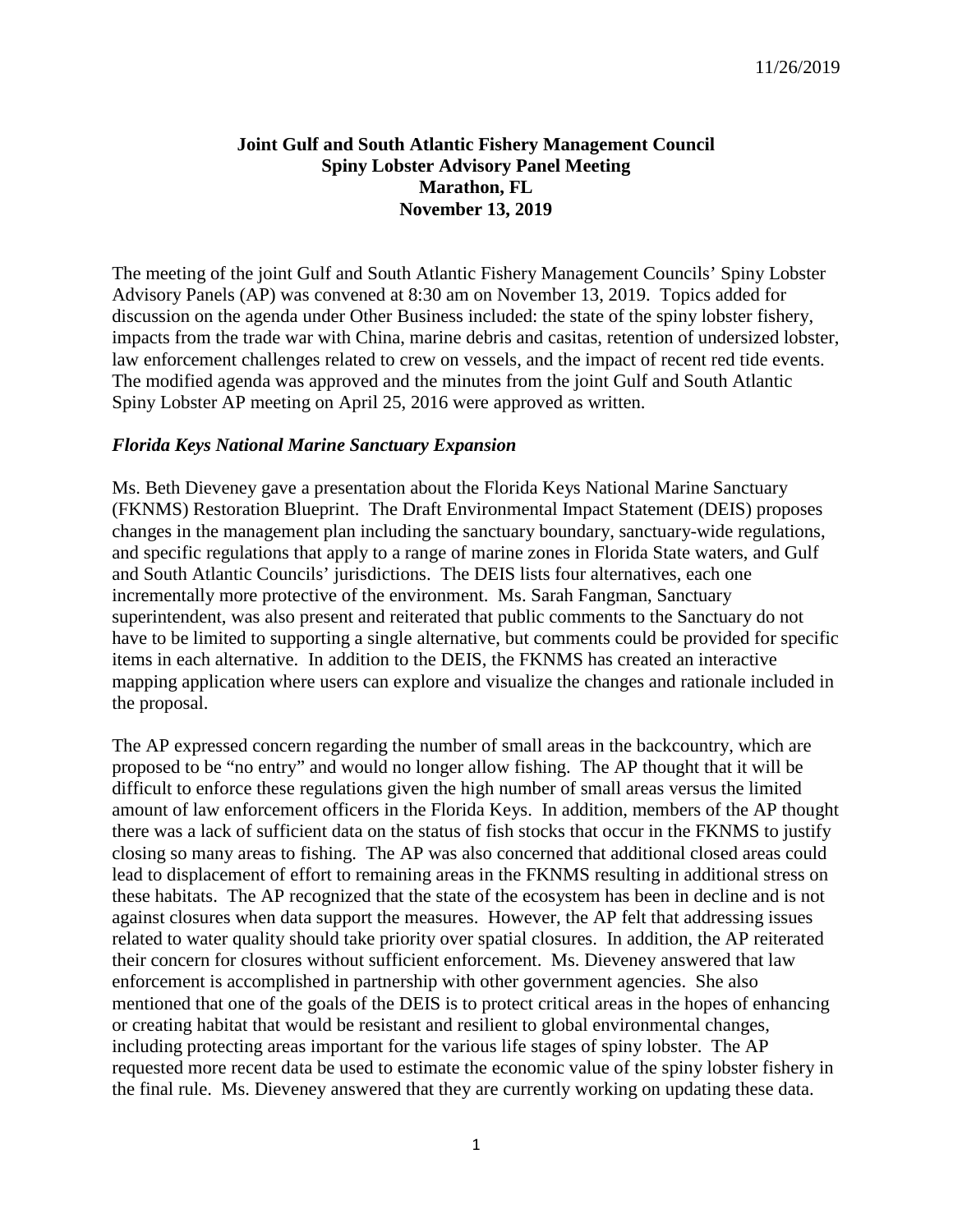11/26/2019

**Joint Gulf and South Atlantic Fishery Management Council**
**Spiny Lobster Advisory Panel Meeting**
**Marathon, FL**
**November 13, 2019**

The meeting of the joint Gulf and South Atlantic Fishery Management Councils' Spiny Lobster Advisory Panels (AP) was convened at 8:30 am on November 13, 2019. Topics added for discussion on the agenda under Other Business included: the state of the spiny lobster fishery, impacts from the trade war with China, marine debris and casitas, retention of undersized lobster, law enforcement challenges related to crew on vessels, and the impact of recent red tide events. The modified agenda was approved and the minutes from the joint Gulf and South Atlantic Spiny Lobster AP meeting on April 25, 2016 were approved as written.

### *Florida Keys National Marine Sanctuary Expansion*

Ms. Beth Dieveney gave a presentation about the Florida Keys National Marine Sanctuary (FKNMS) Restoration Blueprint. The Draft Environmental Impact Statement (DEIS) proposes changes in the management plan including the sanctuary boundary, sanctuary-wide regulations, and specific regulations that apply to a range of marine zones in Florida State waters, and Gulf and South Atlantic Councils' jurisdictions. The DEIS lists four alternatives, each one incrementally more protective of the environment. Ms. Sarah Fangman, Sanctuary superintendent, was also present and reiterated that public comments to the Sanctuary do not have to be limited to supporting a single alternative, but comments could be provided for specific items in each alternative. In addition to the DEIS, the FKNMS has created an interactive mapping application where users can explore and visualize the changes and rationale included in the proposal.

The AP expressed concern regarding the number of small areas in the backcountry, which are proposed to be "no entry" and would no longer allow fishing. The AP thought that it will be difficult to enforce these regulations given the high number of small areas versus the limited amount of law enforcement officers in the Florida Keys. In addition, members of the AP thought there was a lack of sufficient data on the status of fish stocks that occur in the FKNMS to justify closing so many areas to fishing. The AP was also concerned that additional closed areas could lead to displacement of effort to remaining areas in the FKNMS resulting in additional stress on these habitats. The AP recognized that the state of the ecosystem has been in decline and is not against closures when data support the measures. However, the AP felt that addressing issues related to water quality should take priority over spatial closures. In addition, the AP reiterated their concern for closures without sufficient enforcement. Ms. Dieveney answered that law enforcement is accomplished in partnership with other government agencies. She also mentioned that one of the goals of the DEIS is to protect critical areas in the hopes of enhancing or creating habitat that would be resistant and resilient to global environmental changes, including protecting areas important for the various life stages of spiny lobster. The AP requested more recent data be used to estimate the economic value of the spiny lobster fishery in the final rule. Ms. Dieveney answered that they are currently working on updating these data.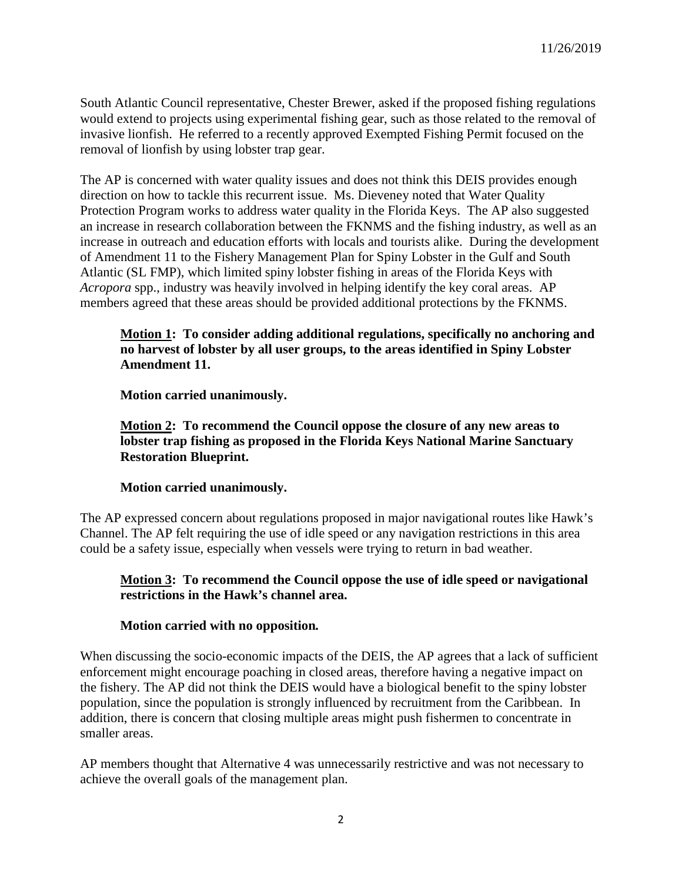South Atlantic Council representative, Chester Brewer, asked if the proposed fishing regulations would extend to projects using experimental fishing gear, such as those related to the removal of invasive lionfish. He referred to a recently approved Exempted Fishing Permit focused on the removal of lionfish by using lobster trap gear.

The AP is concerned with water quality issues and does not think this DEIS provides enough direction on how to tackle this recurrent issue. Ms. Dieveney noted that Water Quality Protection Program works to address water quality in the Florida Keys. The AP also suggested an increase in research collaboration between the FKNMS and the fishing industry, as well as an increase in outreach and education efforts with locals and tourists alike. During the development of Amendment 11 to the Fishery Management Plan for Spiny Lobster in the Gulf and South Atlantic (SL FMP), which limited spiny lobster fishing in areas of the Florida Keys with *Acropora* spp., industry was heavily involved in helping identify the key coral areas. AP members agreed that these areas should be provided additional protections by the FKNMS.

> **Motion 1: To consider adding additional regulations, specifically no anchoring and no harvest of lobster by all user groups, to the areas identified in Spiny Lobster Amendment 11.**
>
> **Motion carried unanimously.**
>
> **Motion 2: To recommend the Council oppose the closure of any new areas to lobster trap fishing as proposed in the Florida Keys National Marine Sanctuary Restoration Blueprint.**
>
> **Motion carried unanimously.**

The AP expressed concern about regulations proposed in major navigational routes like Hawk's Channel. The AP felt requiring the use of idle speed or any navigation restrictions in this area could be a safety issue, especially when vessels were trying to return in bad weather.

> **Motion 3: To recommend the Council oppose the use of idle speed or navigational restrictions in the Hawk's channel area.**
>
> **Motion carried with no opposition.**

When discussing the socio-economic impacts of the DEIS, the AP agrees that a lack of sufficient enforcement might encourage poaching in closed areas, therefore having a negative impact on the fishery. The AP did not think the DEIS would have a biological benefit to the spiny lobster population, since the population is strongly influenced by recruitment from the Caribbean. In addition, there is concern that closing multiple areas might push fishermen to concentrate in smaller areas.

AP members thought that Alternative 4 was unnecessarily restrictive and was not necessary to achieve the overall goals of the management plan.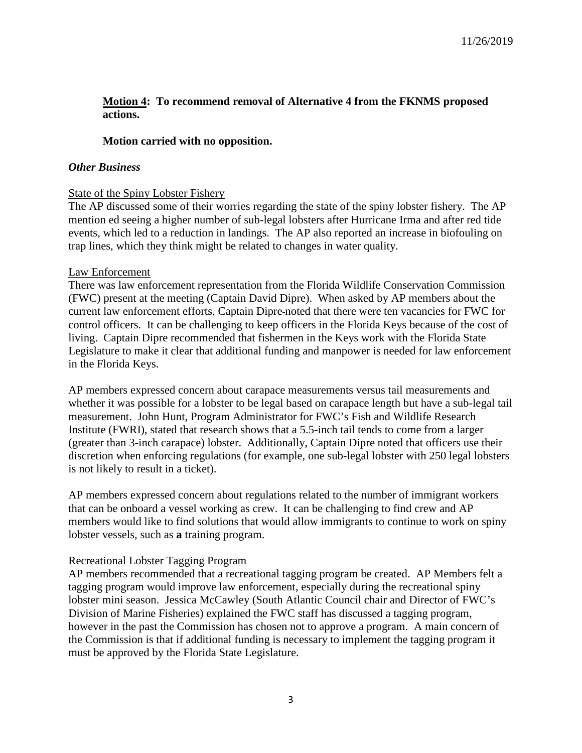**Motion 4: To recommend removal of Alternative 4 from the FKNMS proposed actions.**

**Motion carried with no opposition.**

***Other Business***

State of the Spiny Lobster Fishery

The AP discussed some of their worries regarding the state of the spiny lobster fishery. The AP mention ed seeing a higher number of sub-legal lobsters after Hurricane Irma and after red tide events, which led to a reduction in landings. The AP also reported an increase in biofouling on trap lines, which they think might be related to changes in water quality.

Law Enforcement

There was law enforcement representation from the Florida Wildlife Conservation Commission (FWC) present at the meeting (Captain David Dipre). When asked by AP members about the current law enforcement efforts, Captain Dipre noted that there were ten vacancies for FWC for control officers. It can be challenging to keep officers in the Florida Keys because of the cost of living. Captain Dipre recommended that fishermen in the Keys work with the Florida State Legislature to make it clear that additional funding and manpower is needed for law enforcement in the Florida Keys.

AP members expressed concern about carapace measurements versus tail measurements and whether it was possible for a lobster to be legal based on carapace length but have a sub-legal tail measurement. John Hunt, Program Administrator for FWC's Fish and Wildlife Research Institute (FWRI), stated that research shows that a 5.5-inch tail tends to come from a larger (greater than 3-inch carapace) lobster. Additionally, Captain Dipre noted that officers use their discretion when enforcing regulations (for example, one sub-legal lobster with 250 legal lobsters is not likely to result in a ticket).

AP members expressed concern about regulations related to the number of immigrant workers that can be onboard a vessel working as crew. It can be challenging to find crew and AP members would like to find solutions that would allow immigrants to continue to work on spiny lobster vessels, such as **a** training program.

Recreational Lobster Tagging Program

AP members recommended that a recreational tagging program be created. AP Members felt a tagging program would improve law enforcement, especially during the recreational spiny lobster mini season. Jessica McCawley (South Atlantic Council chair and Director of FWC's Division of Marine Fisheries) explained the FWC staff has discussed a tagging program, however in the past the Commission has chosen not to approve a program. A main concern of the Commission is that if additional funding is necessary to implement the tagging program it must be approved by the Florida State Legislature.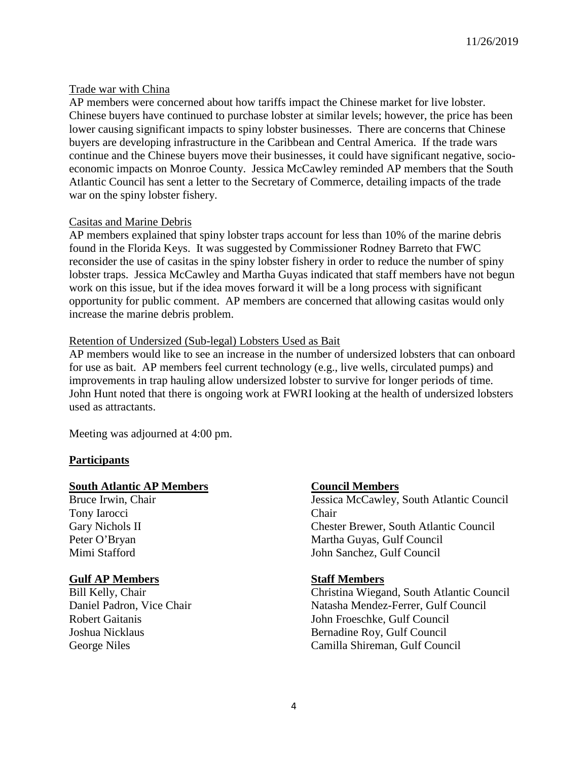Trade war with China

AP members were concerned about how tariffs impact the Chinese market for live lobster. Chinese buyers have continued to purchase lobster at similar levels; however, the price has been lower causing significant impacts to spiny lobster businesses. There are concerns that Chinese buyers are developing infrastructure in the Caribbean and Central America. If the trade wars continue and the Chinese buyers move their businesses, it could have significant negative, socio-economic impacts on Monroe County. Jessica McCawley reminded AP members that the South Atlantic Council has sent a letter to the Secretary of Commerce, detailing impacts of the trade war on the spiny lobster fishery.

Casitas and Marine Debris

AP members explained that spiny lobster traps account for less than 10% of the marine debris found in the Florida Keys. It was suggested by Commissioner Rodney Barreto that FWC reconsider the use of casitas in the spiny lobster fishery in order to reduce the number of spiny lobster traps. Jessica McCawley and Martha Guyas indicated that staff members have not begun work on this issue, but if the idea moves forward it will be a long process with significant opportunity for public comment. AP members are concerned that allowing casitas would only increase the marine debris problem.

Retention of Undersized (Sub-legal) Lobsters Used as Bait

AP members would like to see an increase in the number of undersized lobsters that can onboard for use as bait. AP members feel current technology (e.g., live wells, circulated pumps) and improvements in trap hauling allow undersized lobster to survive for longer periods of time. John Hunt noted that there is ongoing work at FWRI looking at the health of undersized lobsters used as attractants.

Meeting was adjourned at 4:00 pm.

## Participants

**South Atlantic AP Members**

Bruce Irwin, Chair
Tony Iarocci
Gary Nichols II
Peter O'Bryan
Mimi Stafford

**Gulf AP Members**

Bill Kelly, Chair
Daniel Padron, Vice Chair
Robert Gaitanis
Joshua Nicklaus
George Niles

**Council Members**

Jessica McCawley, South Atlantic Council Chair
Chester Brewer, South Atlantic Council
Martha Guyas, Gulf Council
John Sanchez, Gulf Council

**Staff Members**

Christina Wiegand, South Atlantic Council
Natasha Mendez-Ferrer, Gulf Council
John Froeschke, Gulf Council
Bernadine Roy, Gulf Council
Camilla Shireman, Gulf Council